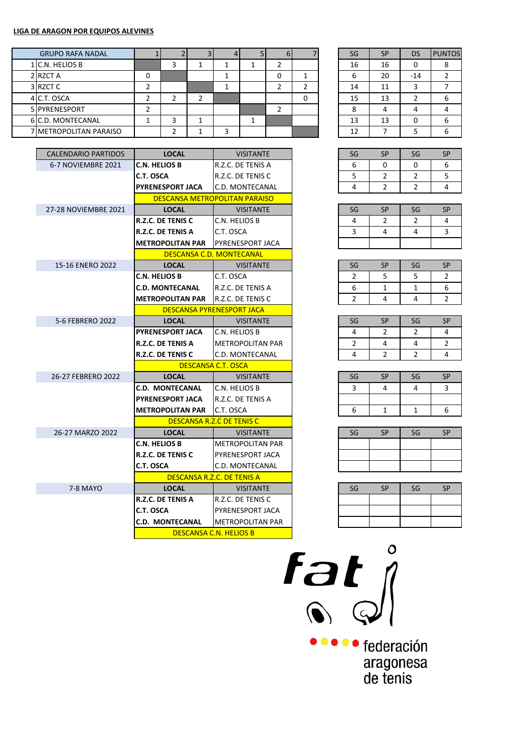**LIGA DE ARAGON POR EQUIPOS ALEVINES**

| GRUPO RAFA NADAL | 1 | 2 | 3 | 4 | 5 | 6 | 7 | SG | SP | DS | PUNTOS |
|---|---|---|---|---|---|---|---|---|---|---|---|
| 1 C.N. HELIOS B | | 3 | 1 | 1 | 1 | 2 | | 16 | 16 | 0 | 8 |
| 2 RZCT A | 0 | | | 1 | | 0 | 1 | 6 | 20 | -14 | 2 |
| 3 RZCT C | 2 | | | 1 | | 2 | 2 | 14 | 11 | 3 | 7 |
| 4 C.T. OSCA | 2 | 2 | 2 | | | | 0 | 15 | 13 | 2 | 6 |
| 5 PYRENESPORT | 2 | | | | | 2 | | 8 | 4 | 4 | 4 |
| 6 C.D. MONTECANAL | 1 | 3 | 1 | | 1 | | | 13 | 13 | 0 | 6 |
| 7 METROPOLITAN PARAISO | | 2 | 1 | 3 | | | | 12 | 7 | 5 | 6 |

| CALENDARIO PARTIDOS | LOCAL | VISITANTE | SG | SP | SG | SP |
|---|---|---|---|---|---|---|
| 6-7 NOVIEMBRE 2021 | **C.N. HELIOS B** | R.Z.C. DE TENIS A | 6 | 0 | 0 | 6 |
| | **C.T. OSCA** | R.Z.C. DE TENIS C | 5 | 2 | 2 | 5 |
| | **PYRENESPORT JACA** | C.D. MONTECANAL | 4 | 2 | 2 | 4 |
| | DESCANSA METROPOLITAN PARAISO | | | | | |
| 27-28 NOVIEMBRE 2021 | **LOCAL** | VISITANTE | SG | SP | SG | SP |
| | **R.Z.C. DE TENIS C** | C.N. HELIOS B | 4 | 2 | 2 | 4 |
| | **R.Z.C. DE TENIS A** | C.T. OSCA | 3 | 4 | 4 | 3 |
| | **METROPOLITAN PAR** | PYRENESPORT JACA | | | | |
| | DESCANSA C.D. MONTECANAL | | | | | |
| 15-16 ENERO 2022 | **LOCAL** | VISITANTE | SG | SP | SG | SP |
| | **C.N. HELIOS B** | C.T. OSCA | 2 | 5 | 5 | 2 |
| | **C.D. MONTECANAL** | R.Z.C. DE TENIS A | 6 | 1 | 1 | 6 |
| | **METROPOLITAN PAR** | R.Z.C. DE TENIS C | 2 | 4 | 4 | 2 |
| | DESCANSA PYRENESPORT JACA | | | | | |
| 5-6 FEBRERO 2022 | **LOCAL** | VISITANTE | SG | SP | SG | SP |
| | **PYRENESPORT JACA** | C.N. HELIOS B | 4 | 2 | 2 | 4 |
| | **R.Z.C. DE TENIS A** | METROPOLITAN PAR | 2 | 4 | 4 | 2 |
| | **R.Z.C. DE TENIS C** | C.D. MONTECANAL | 4 | 2 | 2 | 4 |
| | DESCANSA C.T. OSCA | | | | | |
| 26-27 FEBRERO 2022 | **LOCAL** | VISITANTE | SG | SP | SG | SP |
| | **C.D. MONTECANAL** | C.N. HELIOS B | 3 | 4 | 4 | 3 |
| | **PYRENESPORT JACA** | R.Z.C. DE TENIS A | | | | |
| | **METROPOLITAN PAR** | C.T. OSCA | 6 | 1 | 1 | 6 |
| | DESCANSA R.Z.C DE TENIS C | | | | | |
| 26-27 MARZO 2022 | **LOCAL** | VISITANTE | SG | SP | SG | SP |
| | **C.N. HELIOS B** | METROPOLITAN PAR | | | | |
| | **R.Z.C. DE TENIS C** | PYRENESPORT JACA | | | | |
| | **C.T. OSCA** | C.D. MONTECANAL | | | | |
| | DESCANSA R.Z.C. DE TENIS A | | | | | |
| 7-8 MAYO | **LOCAL** | VISITANTE | SG | SP | SG | SP |
| | **R.Z.C. DE TENIS A** | R.Z.C. DE TENIS C | | | | |
| | **C.T. OSCA** | PYRENESPORT JACA | | | | |
| | **C.D. MONTECANAL** | METROPOLITAN PAR | | | | |
| | DESCANSA C.N. HELIOS B | | | | | |

fat
federación aragonesa de tenis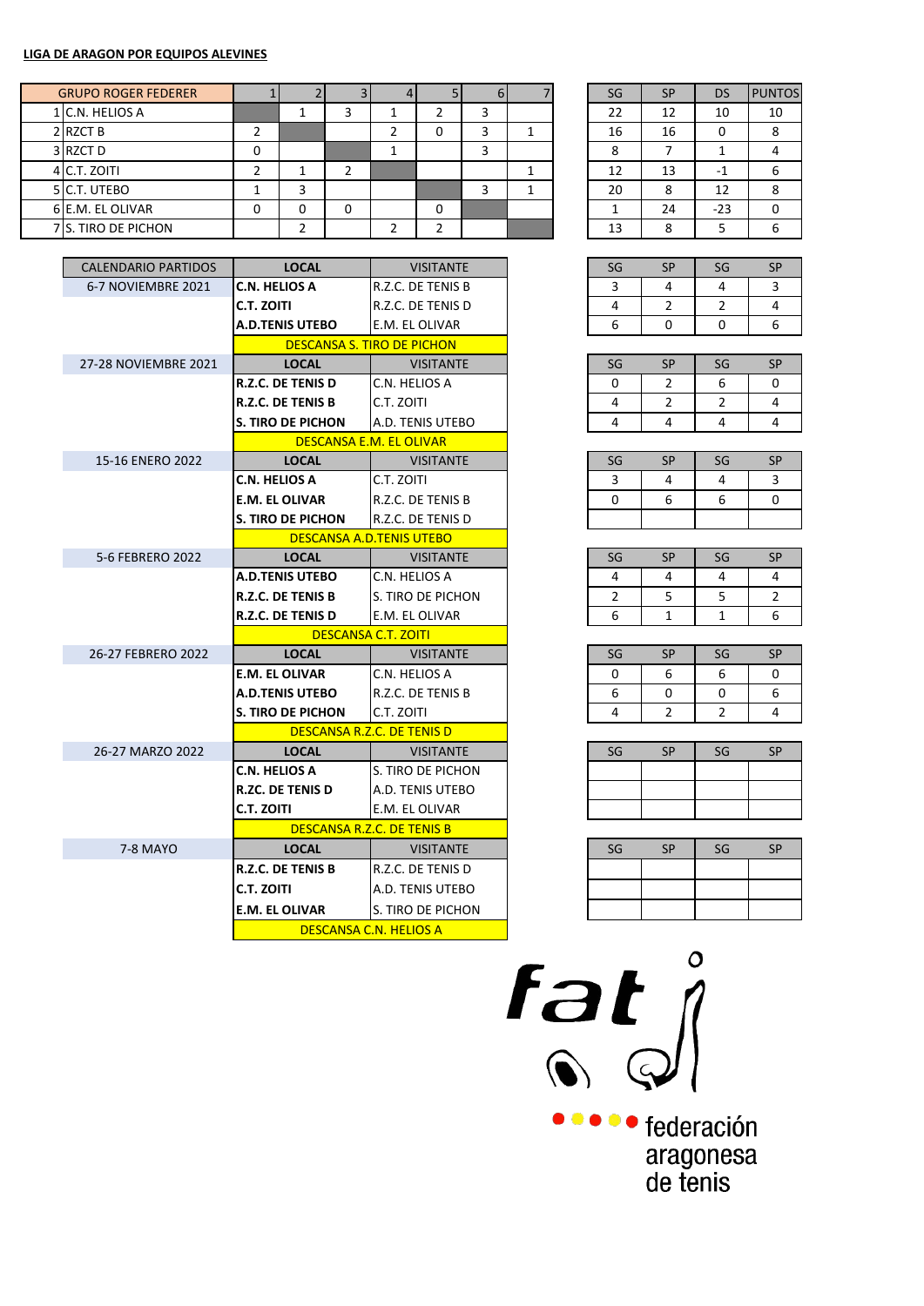**LIGA DE ARAGON POR EQUIPOS ALEVINES**

| GRUPO ROGER FEDERER | 1 | 2 | 3 | 4 | 5 | 6 | 7 | SG | SP | DS | PUNTOS |
|---|---|---|---|---|---|---|---|---|---|---|---|
| 1 C.N. HELIOS A | | 1 | 3 | 1 | 2 | 3 | | 22 | 12 | 10 | 10 |
| 2 RZCT B | 2 | | | 2 | 0 | 3 | 1 | 16 | 16 | 0 | 8 |
| 3 RZCT D | 0 | | | 1 | | 3 | | 8 | 7 | 1 | 4 |
| 4 C.T. ZOITI | 2 | 1 | 2 | | | | 1 | 12 | 13 | -1 | 6 |
| 5 C.T. UTEBO | 1 | 3 | | | | 3 | 1 | 20 | 8 | 12 | 8 |
| 6 E.M. EL OLIVAR | 0 | 0 | 0 | | 0 | | | 1 | 24 | -23 | 0 |
| 7 S. TIRO DE PICHON | | 2 | | 2 | 2 | | | 13 | 8 | 5 | 6 |

| CALENDARIO PARTIDOS | LOCAL | VISITANTE | SG | SP | SG | SP |
|---|---|---|---|---|---|---|
| 6-7 NOVIEMBRE 2021 | **C.N. HELIOS A** | R.Z.C. DE TENIS B | 3 | 4 | 4 | 3 |
| | **C.T. ZOITI** | R.Z.C. DE TENIS D | 4 | 2 | 2 | 4 |
| | **A.D.TENIS UTEBO** | E.M. EL OLIVAR | 6 | 0 | 0 | 6 |
| | DESCANSA S. TIRO DE PICHON | | | | | |
| 27-28 NOVIEMBRE 2021 | **LOCAL** | VISITANTE | SG | SP | SG | SP |
| | **R.Z.C. DE TENIS D** | C.N. HELIOS A | 0 | 2 | 6 | 0 |
| | **R.Z.C. DE TENIS B** | C.T. ZOITI | 4 | 2 | 2 | 4 |
| | **S. TIRO DE PICHON** | A.D. TENIS UTEBO | 4 | 4 | 4 | 4 |
| | DESCANSA E.M. EL OLIVAR | | | | | |
| 15-16 ENERO 2022 | **LOCAL** | VISITANTE | SG | SP | SG | SP |
| | **C.N. HELIOS A** | C.T. ZOITI | 3 | 4 | 4 | 3 |
| | **E.M. EL OLIVAR** | R.Z.C. DE TENIS B | 0 | 6 | 6 | 0 |
| | **S. TIRO DE PICHON** | R.Z.C. DE TENIS D | | | | |
| | DESCANSA A.D.TENIS UTEBO | | | | | |
| 5-6 FEBRERO 2022 | **LOCAL** | VISITANTE | SG | SP | SG | SP |
| | **A.D.TENIS UTEBO** | C.N. HELIOS A | 4 | 4 | 4 | 4 |
| | **R.Z.C. DE TENIS B** | S. TIRO DE PICHON | 2 | 5 | 5 | 2 |
| | **R.Z.C. DE TENIS D** | E.M. EL OLIVAR | 6 | 1 | 1 | 6 |
| | DESCANSA C.T. ZOITI | | | | | |
| 26-27 FEBRERO 2022 | **LOCAL** | VISITANTE | SG | SP | SG | SP |
| | **E.M. EL OLIVAR** | C.N. HELIOS A | 0 | 6 | 6 | 0 |
| | **A.D.TENIS UTEBO** | R.Z.C. DE TENIS B | 6 | 0 | 0 | 6 |
| | **S. TIRO DE PICHON** | C.T. ZOITI | 4 | 2 | 2 | 4 |
| | DESCANSA R.Z.C. DE TENIS D | | | | | |
| 26-27 MARZO 2022 | **LOCAL** | VISITANTE | SG | SP | SG | SP |
| | **C.N. HELIOS A** | S. TIRO DE PICHON | | | | |
| | **R.ZC. DE TENIS D** | A.D. TENIS UTEBO | | | | |
| | **C.T. ZOITI** | E.M. EL OLIVAR | | | | |
| | DESCANSA R.Z.C. DE TENIS B | | | | | |
| 7-8 MAYO | **LOCAL** | VISITANTE | SG | SP | SG | SP |
| | **R.Z.C. DE TENIS B** | R.Z.C. DE TENIS D | | | | |
| | **C.T. ZOITI** | A.D. TENIS UTEBO | | | | |
| | **E.M. EL OLIVAR** | S. TIRO DE PICHON | | | | |
| | DESCANSA C.N. HELIOS A | | | | | |

fat

federación aragonesa de tenis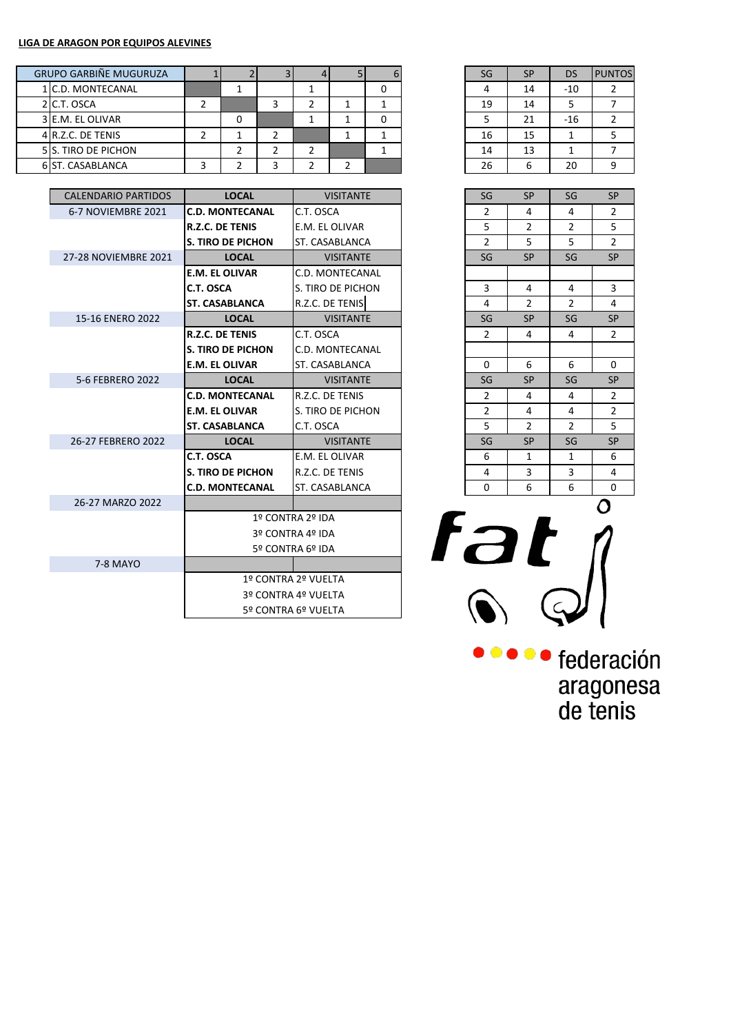**LIGA DE ARAGON POR EQUIPOS ALEVINES**

| GRUPO GARBIÑE MUGURUZA | 1 | 2 | 3 | 4 | 5 | 6 |
|---|---|---|---|---|---|---|
| 1 C.D. MONTECANAL | | 1 | | 1 | | 0 |
| 2 C.T. OSCA | 2 | | 3 | 2 | 1 | 1 |
| 3 E.M. EL OLIVAR | | 0 | | 1 | 1 | 0 |
| 4 R.Z.C. DE TENIS | 2 | 1 | 2 | | 1 | 1 |
| 5 S. TIRO DE PICHON | | 2 | 2 | 2 | | 1 |
| 6 ST. CASABLANCA | 3 | 2 | 3 | 2 | 2 | |

| SG | SP | DS | PUNTOS |
|---|---|---|---|
| 4 | 14 | -10 | 2 |
| 19 | 14 | 5 | 7 |
| 5 | 21 | -16 | 2 |
| 16 | 15 | 1 | 5 |
| 14 | 13 | 1 | 7 |
| 26 | 6 | 20 | 9 |

| CALENDARIO PARTIDOS | LOCAL | VISITANTE | SG | SP | SG | SP |
|---|---|---|---|---|---|---|
| 6-7 NOVIEMBRE 2021 | **C.D. MONTECANAL** | C.T. OSCA | 2 | 4 | 4 | 2 |
| | **R.Z.C. DE TENIS** | E.M. EL OLIVAR | 5 | 2 | 2 | 5 |
| | **S. TIRO DE PICHON** | ST. CASABLANCA | 2 | 5 | 5 | 2 |
| 27-28 NOVIEMBRE 2021 | **LOCAL** | VISITANTE | SG | SP | SG | SP |
| | **E.M. EL OLIVAR** | C.D. MONTECANAL | | | | |
| | **C.T. OSCA** | S. TIRO DE PICHON | 3 | 4 | 4 | 3 |
| | **ST. CASABLANCA** | R.Z.C. DE TENIS | 4 | 2 | 2 | 4 |
| 15-16 ENERO 2022 | **LOCAL** | VISITANTE | SG | SP | SG | SP |
| | **R.Z.C. DE TENIS** | C.T. OSCA | 2 | 4 | 4 | 2 |
| | **S. TIRO DE PICHON** | C.D. MONTECANAL | | | | |
| | **E.M. EL OLIVAR** | ST. CASABLANCA | 0 | 6 | 6 | 0 |
| 5-6 FEBRERO 2022 | **LOCAL** | VISITANTE | SG | SP | SG | SP |
| | **C.D. MONTECANAL** | R.Z.C. DE TENIS | 2 | 4 | 4 | 2 |
| | **E.M. EL OLIVAR** | S. TIRO DE PICHON | 2 | 4 | 4 | 2 |
| | **ST. CASABLANCA** | C.T. OSCA | 5 | 2 | 2 | 5 |
| 26-27 FEBRERO 2022 | **LOCAL** | VISITANTE | SG | SP | SG | SP |
| | **C.T. OSCA** | E.M. EL OLIVAR | 6 | 1 | 1 | 6 |
| | **S. TIRO DE PICHON** | R.Z.C. DE TENIS | 4 | 3 | 3 | 4 |
| | **C.D. MONTECANAL** | ST. CASABLANCA | 0 | 6 | 6 | 0 |
| 26-27 MARZO 2022 | | | | | | |
| | 1º CONTRA 2º IDA | | | | | |
| | 3º CONTRA 4º IDA | | | | | |
| | 5º CONTRA 6º IDA | | | | | |
| 7-8 MAYO | | | | | | |
| | 1º CONTRA 2º VUELTA | | | | | |
| | 3º CONTRA 4º VUELTA | | | | | |
| | 5º CONTRA 6º VUELTA | | | | | |

fat

federación aragonesa de tenis